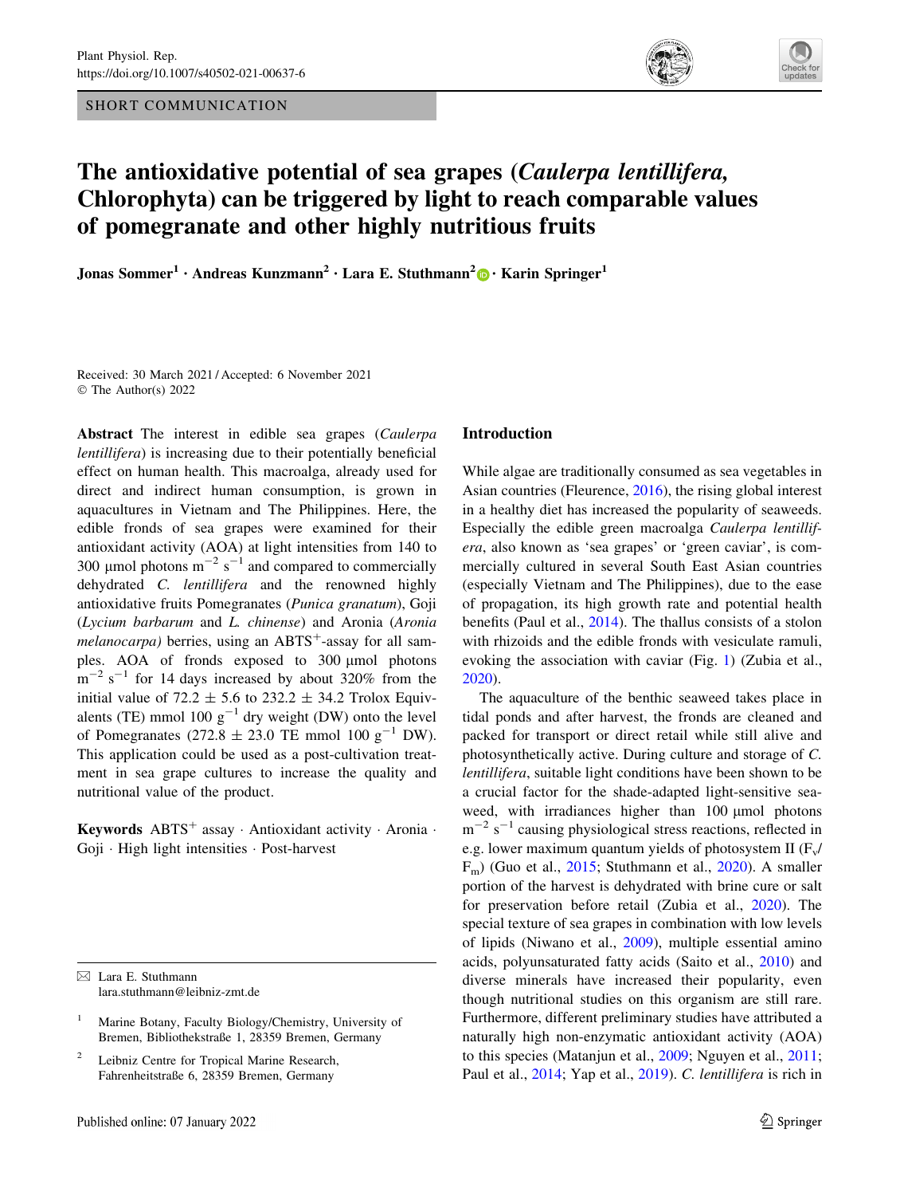SHORT COMMUNICATION

# The antioxidative potential of sea grapes (*Caulerpa lentillifera*, Chlorophyta) can be triggered by light to reach comparable values of pomegranate and other highly nutritious fruits

**Jonas Sommer[1] · Andreas Kunzmann[2] · Lara E. Stuthmann[2] · Karin Springer[1]**

Received: 30 March 2021 / Accepted: 6 November 2021
© The Author(s) 2022

**Abstract** The interest in edible sea grapes (*Caulerpa lentillifera*) is increasing due to their potentially beneficial effect on human health. This macroalga, already used for direct and indirect human consumption, is grown in aquacultures in Vietnam and The Philippines. Here, the edible fronds of sea grapes were examined for their antioxidant activity (AOA) at light intensities from 140 to 300 µmol photons $m^{-2}$ $s^{-1}$ and compared to commercially dehydrated *C. lentillifera* and the renowned highly antioxidative fruits Pomegranates (*Punica granatum*), Goji (*Lycium barbarum* and *L. chinense*) and Aronia (*Aronia melanocarpa)* berries, using an $ABTS^{+}$-assay for all samples. AOA of fronds exposed to 300 µmol photons $m^{-2}$ $s^{-1}$ for 14 days increased by about 320% from the initial value of 72.2 ± 5.6 to 232.2 ± 34.2 Trolox Equivalents (TE) mmol 100 $g^{-1}$ dry weight (DW) onto the level of Pomegranates (272.8 ± 23.0 TE mmol 100 $g^{-1}$ DW). This application could be used as a post-cultivation treatment in sea grape cultures to increase the quality and nutritional value of the product.

**Keywords** $ABTS^{+}$ assay · Antioxidant activity · Aronia · Goji · High light intensities · Post-harvest

✉ Lara E. Stuthmann
lara.stuthmann@leibniz-zmt.de

[1] Marine Botany, Faculty Biology/Chemistry, University of Bremen, Bibliothekstraße 1, 28359 Bremen, Germany

[2] Leibniz Centre for Tropical Marine Research, Fahrenheitstraße 6, 28359 Bremen, Germany

## Introduction

While algae are traditionally consumed as sea vegetables in Asian countries (Fleurence, 2016), the rising global interest in a healthy diet has increased the popularity of seaweeds. Especially the edible green macroalga *Caulerpa lentillifera*, also known as 'sea grapes' or 'green caviar', is commercially cultured in several South East Asian countries (especially Vietnam and The Philippines), due to the ease of propagation, its high growth rate and potential health benefits (Paul et al., 2014). The thallus consists of a stolon with rhizoids and the edible fronds with vesiculate ramuli, evoking the association with caviar (Fig. 1) (Zubia et al., 2020).

The aquaculture of the benthic seaweed takes place in tidal ponds and after harvest, the fronds are cleaned and packed for transport or direct retail while still alive and photosynthetically active. During culture and storage of *C. lentillifera*, suitable light conditions have been shown to be a crucial factor for the shade-adapted light-sensitive seaweed, with irradiances higher than 100 µmol photons $m^{-2}$ $s^{-1}$ causing physiological stress reactions, reflected in e.g. lower maximum quantum yields of photosystem II ($F_v/F_m$) (Guo et al., 2015; Stuthmann et al., 2020). A smaller portion of the harvest is dehydrated with brine cure or salt for preservation before retail (Zubia et al., 2020). The special texture of sea grapes in combination with low levels of lipids (Niwano et al., 2009), multiple essential amino acids, polyunsaturated fatty acids (Saito et al., 2010) and diverse minerals have increased their popularity, even though nutritional studies on this organism are still rare. Furthermore, different preliminary studies have attributed a naturally high non-enzymatic antioxidant activity (AOA) to this species (Matanjun et al., 2009; Nguyen et al., 2011; Paul et al., 2014; Yap et al., 2019). *C. lentillifera* is rich in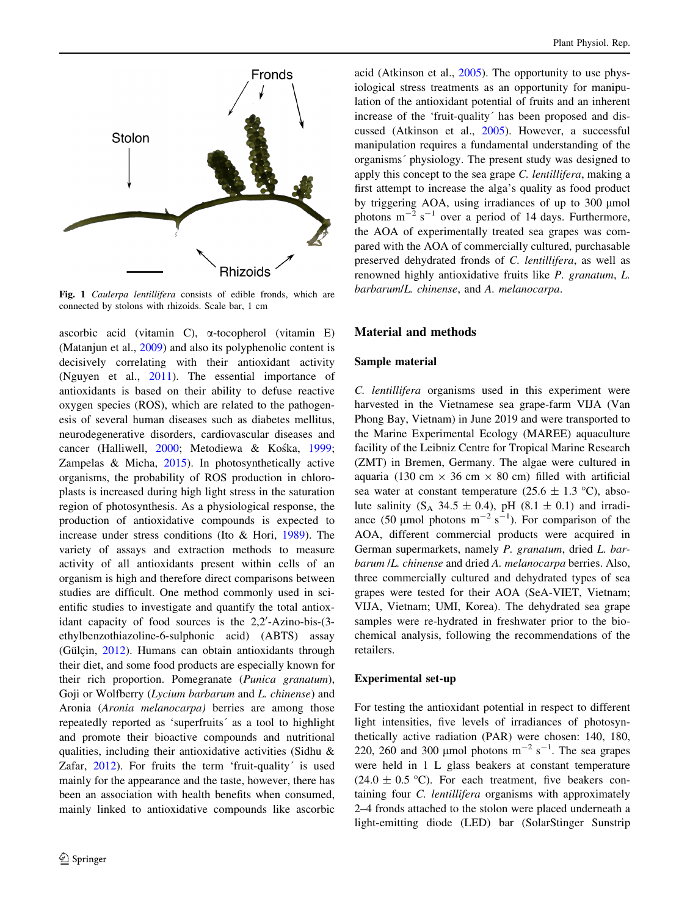Fig. 1 *Caulerpa lentillifera* consists of edible fronds, which are connected by stolons with rhizoids. Scale bar, 1 cm

ascorbic acid (vitamin C), α-tocopherol (vitamin E) (Matanjun et al., 2009) and also its polyphenolic content is decisively correlating with their antioxidant activity (Nguyen et al., 2011). The essential importance of antioxidants is based on their ability to defuse reactive oxygen species (ROS), which are related to the pathogenesis of several human diseases such as diabetes mellitus, neurodegenerative disorders, cardiovascular diseases and cancer (Halliwell, 2000; Metodiewa & Kośka, 1999; Zampelas & Micha, 2015). In photosynthetically active organisms, the probability of ROS production in chloroplasts is increased during high light stress in the saturation region of photosynthesis. As a physiological response, the production of antioxidative compounds is expected to increase under stress conditions (Ito & Hori, 1989). The variety of assays and extraction methods to measure activity of all antioxidants present within cells of an organism is high and therefore direct comparisons between studies are difficult. One method commonly used in scientific studies to investigate and quantify the total antioxidant capacity of food sources is the 2,2′-Azino-bis-(3-ethylbenzothiazoline-6-sulphonic acid) (ABTS) assay (Gülçin, 2012). Humans can obtain antioxidants through their diet, and some food products are especially known for their rich proportion. Pomegranate (*Punica granatum*), Goji or Wolfberry (*Lycium barbarum* and *L. chinense*) and Aronia (*Aronia melanocarpa)* berries are among those repeatedly reported as 'superfruits´ as a tool to highlight and promote their bioactive compounds and nutritional qualities, including their antioxidative activities (Sidhu & Zafar, 2012). For fruits the term 'fruit-quality´ is used mainly for the appearance and the taste, however, there has been an association with health benefits when consumed, mainly linked to antioxidative compounds like ascorbic acid (Atkinson et al., 2005). The opportunity to use physiological stress treatments as an opportunity for manipulation of the antioxidant potential of fruits and an inherent increase of the 'fruit-quality´ has been proposed and discussed (Atkinson et al., 2005). However, a successful manipulation requires a fundamental understanding of the organisms´ physiology. The present study was designed to apply this concept to the sea grape *C. lentillifera*, making a first attempt to increase the alga's quality as food product by triggering AOA, using irradiances of up to 300 µmol photons $m^{-2}$ $s^{-1}$ over a period of 14 days. Furthermore, the AOA of experimentally treated sea grapes was compared with the AOA of commercially cultured, purchasable preserved dehydrated fronds of *C. lentillifera*, as well as renowned highly antioxidative fruits like *P. granatum*, *L. barbarum*/*L. chinense*, and *A. melanocarpa*.

## Material and methods

### Sample material

*C. lentillifera* organisms used in this experiment were harvested in the Vietnamese sea grape-farm VIJA (Van Phong Bay, Vietnam) in June 2019 and were transported to the Marine Experimental Ecology (MAREE) aquaculture facility of the Leibniz Centre for Tropical Marine Research (ZMT) in Bremen, Germany. The algae were cultured in aquaria (130 cm × 36 cm × 80 cm) filled with artificial sea water at constant temperature (25.6 ± 1.3 °C), absolute salinity ($S_A$ 34.5 ± 0.4), pH (8.1 ± 0.1) and irradiance (50 µmol photons $m^{-2}$ $s^{-1}$). For comparison of the AOA, different commercial products were acquired in German supermarkets, namely *P. granatum*, dried *L. barbarum* /*L. chinense* and dried *A. melanocarpa* berries. Also, three commercially cultured and dehydrated types of sea grapes were tested for their AOA (SeA-VIET, Vietnam; VIJA, Vietnam; UMI, Korea). The dehydrated sea grape samples were re-hydrated in freshwater prior to the biochemical analysis, following the recommendations of the retailers.

### Experimental set-up

For testing the antioxidant potential in respect to different light intensities, five levels of irradiances of photosynthetically active radiation (PAR) were chosen: 140, 180, 220, 260 and 300 µmol photons $m^{-2}$ $s^{-1}$. The sea grapes were held in 1 L glass beakers at constant temperature (24.0 ± 0.5 °C). For each treatment, five beakers containing four *C. lentillifera* organisms with approximately 2–4 fronds attached to the stolon were placed underneath a light-emitting diode (LED) bar (SolarStinger Sunstrip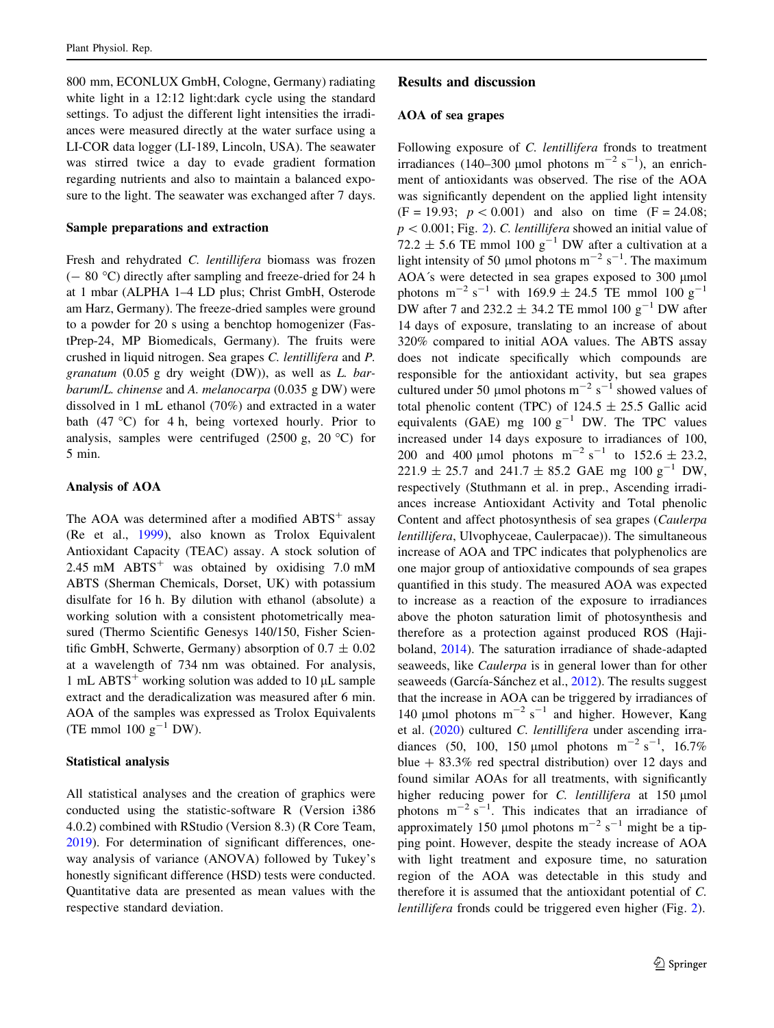800 mm, ECONLUX GmbH, Cologne, Germany) radiating white light in a 12:12 light:dark cycle using the standard settings. To adjust the different light intensities the irradiances were measured directly at the water surface using a LI-COR data logger (LI-189, Lincoln, USA). The seawater was stirred twice a day to evade gradient formation regarding nutrients and also to maintain a balanced exposure to the light. The seawater was exchanged after 7 days.

### Sample preparations and extraction

Fresh and rehydrated *C. lentillifera* biomass was frozen (− 80 °C) directly after sampling and freeze-dried for 24 h at 1 mbar (ALPHA 1–4 LD plus; Christ GmbH, Osterode am Harz, Germany). The freeze-dried samples were ground to a powder for 20 s using a benchtop homogenizer (FastPrep-24, MP Biomedicals, Germany). The fruits were crushed in liquid nitrogen. Sea grapes *C. lentillifera* and *P. granatum* (0.05 g dry weight (DW)), as well as *L. barbarum*/*L. chinense* and *A. melanocarpa* (0.035 g DW) were dissolved in 1 mL ethanol (70%) and extracted in a water bath (47 °C) for 4 h, being vortexed hourly. Prior to analysis, samples were centrifuged (2500 g, 20 °C) for 5 min.

### Analysis of AOA

The AOA was determined after a modified $ABTS^{+}$ assay (Re et al., 1999), also known as Trolox Equivalent Antioxidant Capacity (TEAC) assay. A stock solution of 2.45 mM $ABTS^{+}$ was obtained by oxidising 7.0 mM ABTS (Sherman Chemicals, Dorset, UK) with potassium disulfate for 16 h. By dilution with ethanol (absolute) a working solution with a consistent photometrically measured (Thermo Scientific Genesys 140/150, Fisher Scientific GmbH, Schwerte, Germany) absorption of 0.7 ± 0.02 at a wavelength of 734 nm was obtained. For analysis, 1 mL $ABTS^{+}$ working solution was added to 10 µL sample extract and the deradicalization was measured after 6 min. AOA of the samples was expressed as Trolox Equivalents (TE mmol 100 $g^{-1}$ DW).

### Statistical analysis

All statistical analyses and the creation of graphics were conducted using the statistic-software R (Version i386 4.0.2) combined with RStudio (Version 8.3) (R Core Team, 2019). For determination of significant differences, one-way analysis of variance (ANOVA) followed by Tukey's honestly significant difference (HSD) tests were conducted. Quantitative data are presented as mean values with the respective standard deviation.

## Results and discussion

### AOA of sea grapes

Following exposure of *C. lentillifera* fronds to treatment irradiances (140–300 µmol photons $m^{-2}$ $s^{-1}$), an enrichment of antioxidants was observed. The rise of the AOA was significantly dependent on the applied light intensity ($F = 19.93$; $p < 0.001$) and also on time ($F = 24.08$; $p < 0.001$; Fig. 2). *C. lentillifera* showed an initial value of 72.2 ± 5.6 TE mmol 100 $g^{-1}$ DW after a cultivation at a light intensity of 50 µmol photons $m^{-2}$ $s^{-1}$. The maximum AOA´s were detected in sea grapes exposed to 300 µmol photons $m^{-2}$ $s^{-1}$ with 169.9 ± 24.5 TE mmol 100 $g^{-1}$ DW after 7 and 232.2 ± 34.2 TE mmol 100 $g^{-1}$ DW after 14 days of exposure, translating to an increase of about 320% compared to initial AOA values. The ABTS assay does not indicate specifically which compounds are responsible for the antioxidant activity, but sea grapes cultured under 50 µmol photons $m^{-2}$ $s^{-1}$ showed values of total phenolic content (TPC) of 124.5 ± 25.5 Gallic acid equivalents (GAE) mg 100 $g^{-1}$ DW. The TPC values increased under 14 days exposure to irradiances of 100, 200 and 400 µmol photons $m^{-2}$ $s^{-1}$ to 152.6 ± 23.2, 221.9 ± 25.7 and 241.7 ± 85.2 GAE mg 100 $g^{-1}$ DW, respectively (Stuthmann et al. in prep., Ascending irradiances increase Antioxidant Activity and Total phenolic Content and affect photosynthesis of sea grapes (*Caulerpa lentillifera*, Ulvophyceae, Caulerpacae)). The simultaneous increase of AOA and TPC indicates that polyphenolics are one major group of antioxidative compounds of sea grapes quantified in this study. The measured AOA was expected to increase as a reaction of the exposure to irradiances above the photon saturation limit of photosynthesis and therefore as a protection against produced ROS (Hajiboland, 2014). The saturation irradiance of shade-adapted seaweeds, like *Caulerpa* is in general lower than for other seaweeds (García-Sánchez et al., 2012). The results suggest that the increase in AOA can be triggered by irradiances of 140 µmol photons $m^{-2}$ $s^{-1}$ and higher. However, Kang et al. (2020) cultured *C. lentillifera* under ascending irradiances (50, 100, 150 µmol photons $m^{-2}$ $s^{-1}$, 16.7% blue + 83.3% red spectral distribution) over 12 days and found similar AOAs for all treatments, with significantly higher reducing power for *C. lentillifera* at 150 µmol photons $m^{-2}$ $s^{-1}$. This indicates that an irradiance of approximately 150 µmol photons $m^{-2}$ $s^{-1}$ might be a tipping point. However, despite the steady increase of AOA with light treatment and exposure time, no saturation region of the AOA was detectable in this study and therefore it is assumed that the antioxidant potential of *C. lentillifera* fronds could be triggered even higher (Fig. 2).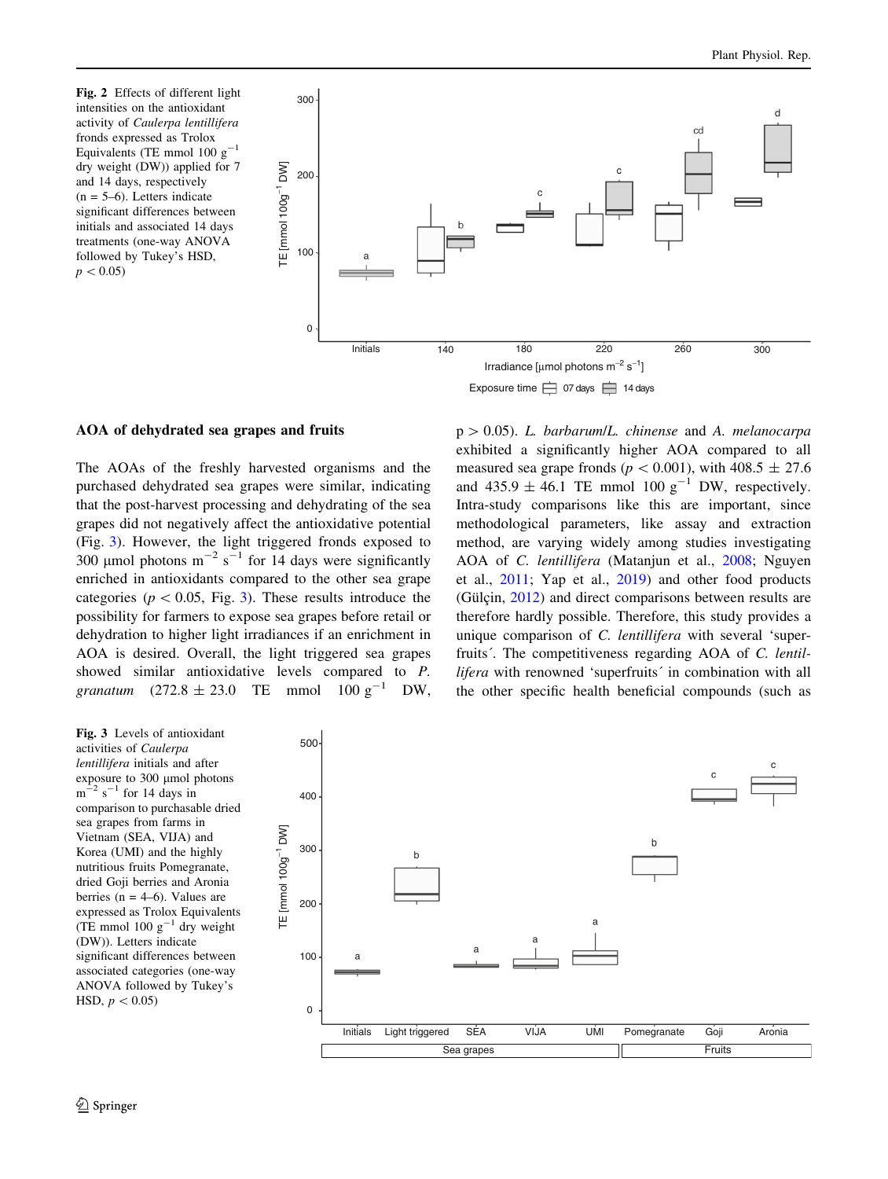**Fig. 2** Effects of different light intensities on the antioxidant activity of *Caulerpa lentillifera* fronds expressed as Trolox Equivalents (TE mmol 100 $g^{-1}$ dry weight (DW)) applied for 7 and 14 days, respectively (n = 5–6). Letters indicate significant differences between initials and associated 14 days treatments (one-way ANOVA followed by Tukey's HSD, $p < 0.05$)

### AOA of dehydrated sea grapes and fruits

The AOAs of the freshly harvested organisms and the purchased dehydrated sea grapes were similar, indicating that the post-harvest processing and dehydrating of the sea grapes did not negatively affect the antioxidative potential (Fig. 3). However, the light triggered fronds exposed to 300 µmol photons $m^{-2}$ $s^{-1}$ for 14 days were significantly enriched in antioxidants compared to the other sea grape categories ($p < 0.05$, Fig. 3). These results introduce the possibility for farmers to expose sea grapes before retail or dehydration to higher light irradiances if an enrichment in AOA is desired. Overall, the light triggered sea grapes showed similar antioxidative levels compared to *P. granatum* (272.8 ± 23.0 TE mmol 100 $g^{-1}$ DW, $p > 0.05$). *L. barbarum*/*L. chinense* and *A. melanocarpa* exhibited a significantly higher AOA compared to all measured sea grape fronds ($p < 0.001$), with 408.5 ± 27.6 and 435.9 ± 46.1 TE mmol 100 $g^{-1}$ DW, respectively. Intra-study comparisons like this are important, since methodological parameters, like assay and extraction method, are varying widely among studies investigating AOA of *C. lentillifera* (Matanjun et al., 2008; Nguyen et al., 2011; Yap et al., 2019) and other food products (Gülçin, 2012) and direct comparisons between results are therefore hardly possible. Therefore, this study provides a unique comparison of *C. lentillifera* with several 'superfruits´. The competitiveness regarding AOA of *C. lentillifera* with renowned 'superfruits´ in combination with all the other specific health beneficial compounds (such as

**Fig. 3** Levels of antioxidant activities of *Caulerpa lentillifera* initials and after exposure to 300 µmol photons $m^{-2}$ $s^{-1}$ for 14 days in comparison to purchasable dried sea grapes from farms in Vietnam (SEA, VIJA) and Korea (UMI) and the highly nutritious fruits Pomegranate, dried Goji berries and Aronia berries (n = 4–6). Values are expressed as Trolox Equivalents (TE mmol 100 $g^{-1}$ dry weight (DW)). Letters indicate significant differences between associated categories (one-way ANOVA followed by Tukey's HSD, $p < 0.05$)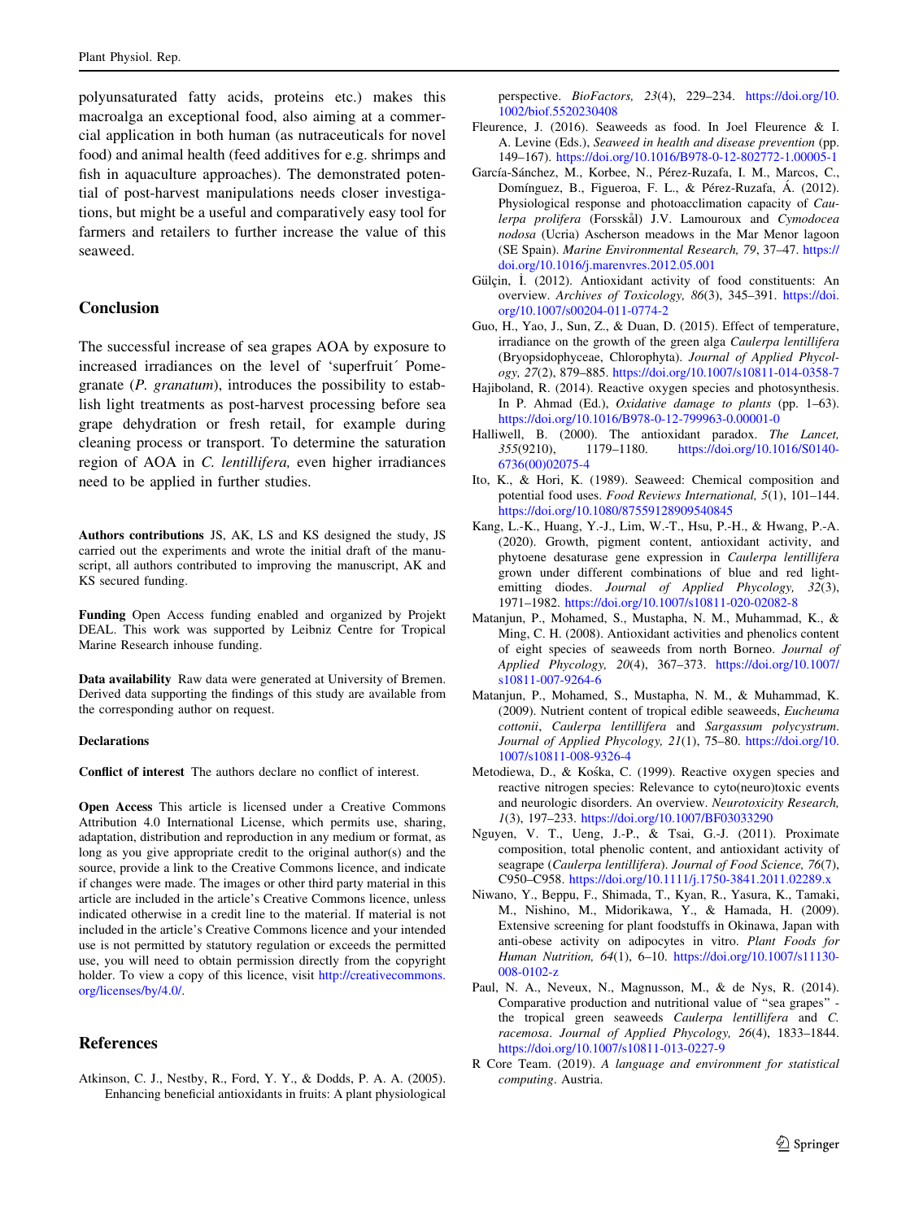polyunsaturated fatty acids, proteins etc.) makes this macroalga an exceptional food, also aiming at a commercial application in both human (as nutraceuticals for novel food) and animal health (feed additives for e.g. shrimps and fish in aquaculture approaches). The demonstrated potential of post-harvest manipulations needs closer investigations, but might be a useful and comparatively easy tool for farmers and retailers to further increase the value of this seaweed.

## Conclusion

The successful increase of sea grapes AOA by exposure to increased irradiances on the level of 'superfruit´ Pomegranate (*P. granatum*), introduces the possibility to establish light treatments as post-harvest processing before sea grape dehydration or fresh retail, for example during cleaning process or transport. To determine the saturation region of AOA in *C. lentillifera,* even higher irradiances need to be applied in further studies.

**Authors contributions** JS, AK, LS and KS designed the study, JS carried out the experiments and wrote the initial draft of the manuscript, all authors contributed to improving the manuscript, AK and KS secured funding.

**Funding** Open Access funding enabled and organized by Projekt DEAL. This work was supported by Leibniz Centre for Tropical Marine Research inhouse funding.

**Data availability** Raw data were generated at University of Bremen. Derived data supporting the findings of this study are available from the corresponding author on request.

**Declarations**

**Conflict of interest** The authors declare no conflict of interest.

**Open Access** This article is licensed under a Creative Commons Attribution 4.0 International License, which permits use, sharing, adaptation, distribution and reproduction in any medium or format, as long as you give appropriate credit to the original author(s) and the source, provide a link to the Creative Commons licence, and indicate if changes were made. The images or other third party material in this article are included in the article's Creative Commons licence, unless indicated otherwise in a credit line to the material. If material is not included in the article's Creative Commons licence and your intended use is not permitted by statutory regulation or exceeds the permitted use, you will need to obtain permission directly from the copyright holder. To view a copy of this licence, visit http://creativecommons.org/licenses/by/4.0/.

## References

Atkinson, C. J., Nestby, R., Ford, Y. Y., & Dodds, P. A. A. (2005). Enhancing beneficial antioxidants in fruits: A plant physiological perspective. *BioFactors, 23*(4), 229–234. https://doi.org/10.1002/biof.5520230408

Fleurence, J. (2016). Seaweeds as food. In Joel Fleurence & I. A. Levine (Eds.), *Seaweed in health and disease prevention* (pp. 149–167). https://doi.org/10.1016/B978-0-12-802772-1.00005-1

García-Sánchez, M., Korbee, N., Pérez-Ruzafa, I. M., Marcos, C., Domínguez, B., Figueroa, F. L., & Pérez-Ruzafa, Á. (2012). Physiological response and photoacclimation capacity of *Caulerpa prolifera* (Forsskål) J.V. Lamouroux and *Cymodocea nodosa* (Ucria) Ascherson meadows in the Mar Menor lagoon (SE Spain). *Marine Environmental Research, 79*, 37–47. https://doi.org/10.1016/j.marenvres.2012.05.001

Gülçin, İ. (2012). Antioxidant activity of food constituents: An overview. *Archives of Toxicology, 86*(3), 345–391. https://doi.org/10.1007/s00204-011-0774-2

Guo, H., Yao, J., Sun, Z., & Duan, D. (2015). Effect of temperature, irradiance on the growth of the green alga *Caulerpa lentillifera* (Bryopsidophyceae, Chlorophyta). *Journal of Applied Phycology, 27*(2), 879–885. https://doi.org/10.1007/s10811-014-0358-7

Hajiboland, R. (2014). Reactive oxygen species and photosynthesis. In P. Ahmad (Ed.), *Oxidative damage to plants* (pp. 1–63). https://doi.org/10.1016/B978-0-12-799963-0.00001-0

Halliwell, B. (2000). The antioxidant paradox. *The Lancet, 355*(9210), 1179–1180. https://doi.org/10.1016/S0140-6736(00)02075-4

Ito, K., & Hori, K. (1989). Seaweed: Chemical composition and potential food uses. *Food Reviews International, 5*(1), 101–144. https://doi.org/10.1080/87559128909540845

Kang, L.-K., Huang, Y.-J., Lim, W.-T., Hsu, P.-H., & Hwang, P.-A. (2020). Growth, pigment content, antioxidant activity, and phytoene desaturase gene expression in *Caulerpa lentillifera* grown under different combinations of blue and red light-emitting diodes. *Journal of Applied Phycology, 32*(3), 1971–1982. https://doi.org/10.1007/s10811-020-02082-8

Matanjun, P., Mohamed, S., Mustapha, N. M., Muhammad, K., & Ming, C. H. (2008). Antioxidant activities and phenolics content of eight species of seaweeds from north Borneo. *Journal of Applied Phycology, 20*(4), 367–373. https://doi.org/10.1007/s10811-007-9264-6

Matanjun, P., Mohamed, S., Mustapha, N. M., & Muhammad, K. (2009). Nutrient content of tropical edible seaweeds, *Eucheuma cottonii*, *Caulerpa lentillifera* and *Sargassum polycystrum*. *Journal of Applied Phycology, 21*(1), 75–80. https://doi.org/10.1007/s10811-008-9326-4

Metodiewa, D., & Kośka, C. (1999). Reactive oxygen species and reactive nitrogen species: Relevance to cyto(neuro)toxic events and neurologic disorders. An overview. *Neurotoxicity Research, 1*(3), 197–233. https://doi.org/10.1007/BF03033290

Nguyen, V. T., Ueng, J.-P., & Tsai, G.-J. (2011). Proximate composition, total phenolic content, and antioxidant activity of seagrape (*Caulerpa lentillifera*). *Journal of Food Science, 76*(7), C950–C958. https://doi.org/10.1111/j.1750-3841.2011.02289.x

Niwano, Y., Beppu, F., Shimada, T., Kyan, R., Yasura, K., Tamaki, M., Nishino, M., Midorikawa, Y., & Hamada, H. (2009). Extensive screening for plant foodstuffs in Okinawa, Japan with anti-obese activity on adipocytes in vitro. *Plant Foods for Human Nutrition, 64*(1), 6–10. https://doi.org/10.1007/s11130-008-0102-z

Paul, N. A., Neveux, N., Magnusson, M., & de Nys, R. (2014). Comparative production and nutritional value of "sea grapes" - the tropical green seaweeds *Caulerpa lentillifera* and *C. racemosa*. *Journal of Applied Phycology, 26*(4), 1833–1844. https://doi.org/10.1007/s10811-013-0227-9

R Core Team. (2019). *A language and environment for statistical computing*. Austria.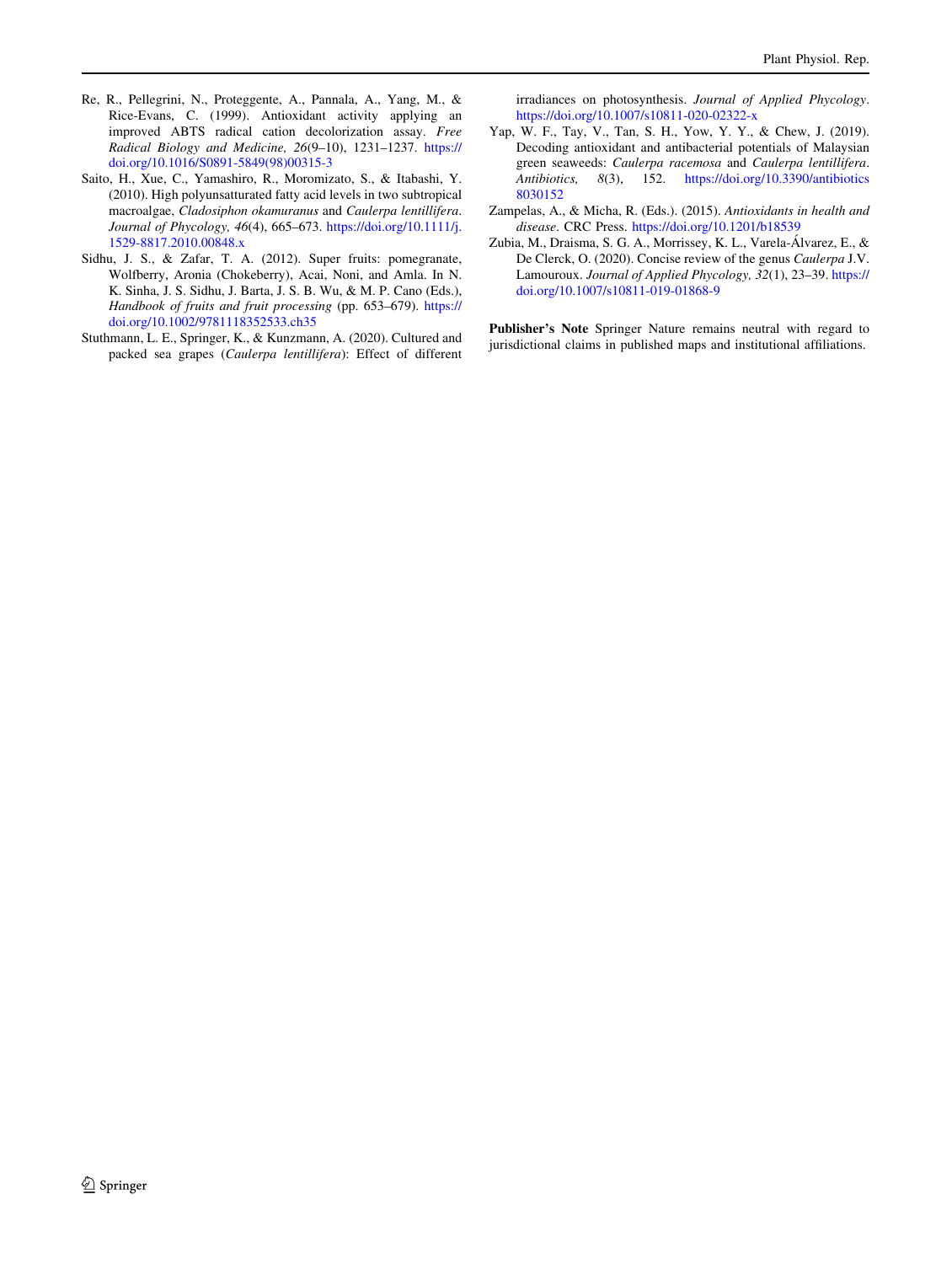Re, R., Pellegrini, N., Proteggente, A., Pannala, A., Yang, M., & Rice-Evans, C. (1999). Antioxidant activity applying an improved ABTS radical cation decolorization assay. *Free Radical Biology and Medicine, 26*(9–10), 1231–1237. https://doi.org/10.1016/S0891-5849(98)00315-3

Saito, H., Xue, C., Yamashiro, R., Moromizato, S., & Itabashi, Y. (2010). High polyunsaturated fatty acid levels in two subtropical macroalgae, *Cladosiphon okamuranus* and *Caulerpa lentillifera*. *Journal of Phycology, 46*(4), 665–673. https://doi.org/10.1111/j.1529-8817.2010.00848.x

Sidhu, J. S., & Zafar, T. A. (2012). Super fruits: pomegranate, Wolfberry, Aronia (Chokeberry), Acai, Noni, and Amla. In N. K. Sinha, J. S. Sidhu, J. Barta, J. S. B. Wu, & M. P. Cano (Eds.), *Handbook of fruits and fruit processing* (pp. 653–679). https://doi.org/10.1002/9781118352533.ch35

Stuthmann, L. E., Springer, K., & Kunzmann, A. (2020). Cultured and packed sea grapes (*Caulerpa lentillifera*): Effect of different irradiances on photosynthesis. *Journal of Applied Phycology*. https://doi.org/10.1007/s10811-020-02322-x

Yap, W. F., Tay, V., Tan, S. H., Yow, Y. Y., & Chew, J. (2019). Decoding antioxidant and antibacterial potentials of Malaysian green seaweeds: *Caulerpa racemosa* and *Caulerpa lentillifera*. *Antibiotics, 8*(3), 152. https://doi.org/10.3390/antibiotics8030152

Zampelas, A., & Micha, R. (Eds.). (2015). *Antioxidants in health and disease*. CRC Press. https://doi.org/10.1201/b18539

Zubia, M., Draisma, S. G. A., Morrissey, K. L., Varela-Álvarez, E., & De Clerck, O. (2020). Concise review of the genus *Caulerpa* J.V. Lamouroux. *Journal of Applied Phycology, 32*(1), 23–39. https://doi.org/10.1007/s10811-019-01868-9

**Publisher's Note** Springer Nature remains neutral with regard to jurisdictional claims in published maps and institutional affiliations.